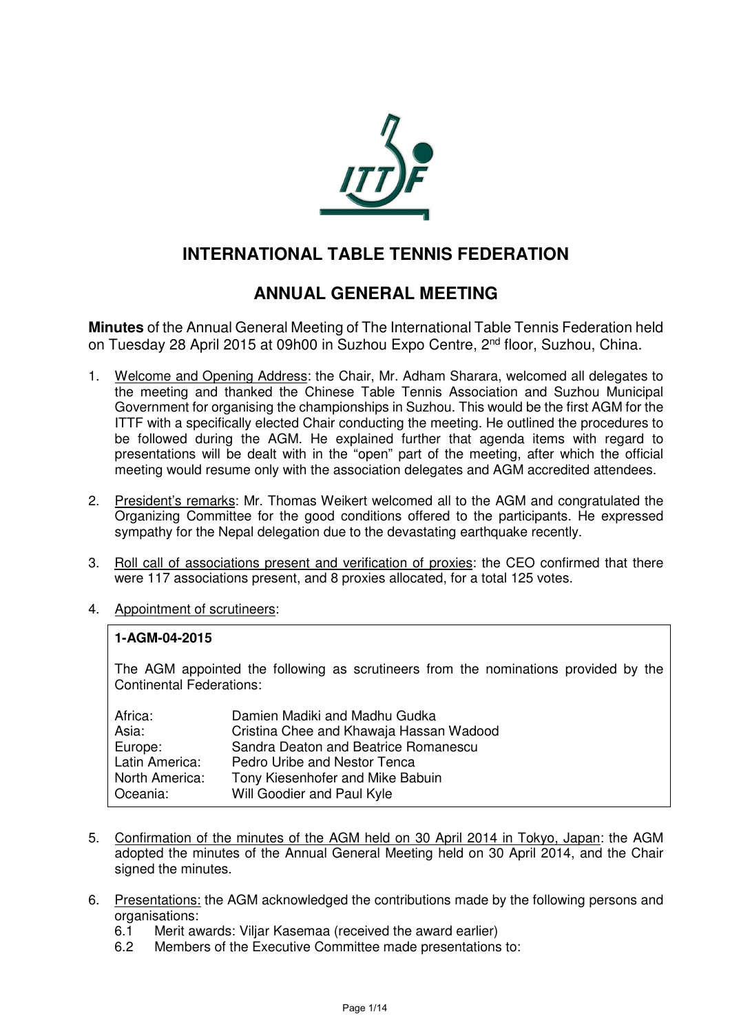# INTERNATIONAL TABLE TENNIS FEDERATION

## ANNUAL GENERAL MEETING

**Minutes** of the Annual General Meeting of The International Table Tennis Federation held on Tuesday 28 April 2015 at 09h00 in Suzhou Expo Centre, 2nd floor, Suzhou, China.

1. Welcome and Opening Address: the Chair, Mr. Adham Sharara, welcomed all delegates to the meeting and thanked the Chinese Table Tennis Association and Suzhou Municipal Government for organising the championships in Suzhou. This would be the first AGM for the ITTF with a specifically elected Chair conducting the meeting. He outlined the procedures to be followed during the AGM. He explained further that agenda items with regard to presentations will be dealt with in the "open" part of the meeting, after which the official meeting would resume only with the association delegates and AGM accredited attendees.

2. President's remarks: Mr. Thomas Weikert welcomed all to the AGM and congratulated the Organizing Committee for the good conditions offered to the participants. He expressed sympathy for the Nepal delegation due to the devastating earthquake recently.

3. Roll call of associations present and verification of proxies: the CEO confirmed that there were 117 associations present, and 8 proxies allocated, for a total 125 votes.

4. Appointment of scrutineers:

   **1-AGM-04-2015**

   The AGM appointed the following as scrutineers from the nominations provided by the Continental Federations:

   | | |
   |---|---|
   | Africa: | Damien Madiki and Madhu Gudka |
   | Asia: | Cristina Chee and Khawaja Hassan Wadood |
   | Europe: | Sandra Deaton and Beatrice Romanescu |
   | Latin America: | Pedro Uribe and Nestor Tenca |
   | North America: | Tony Kiesenhofer and Mike Babuin |
   | Oceania: | Will Goodier and Paul Kyle |

5. Confirmation of the minutes of the AGM held on 30 April 2014 in Tokyo, Japan: the AGM adopted the minutes of the Annual General Meeting held on 30 April 2014, and the Chair signed the minutes.

6. Presentations: the AGM acknowledged the contributions made by the following persons and organisations:
   - 6.1 Merit awards: Viljar Kasemaa (received the award earlier)
   - 6.2 Members of the Executive Committee made presentations to: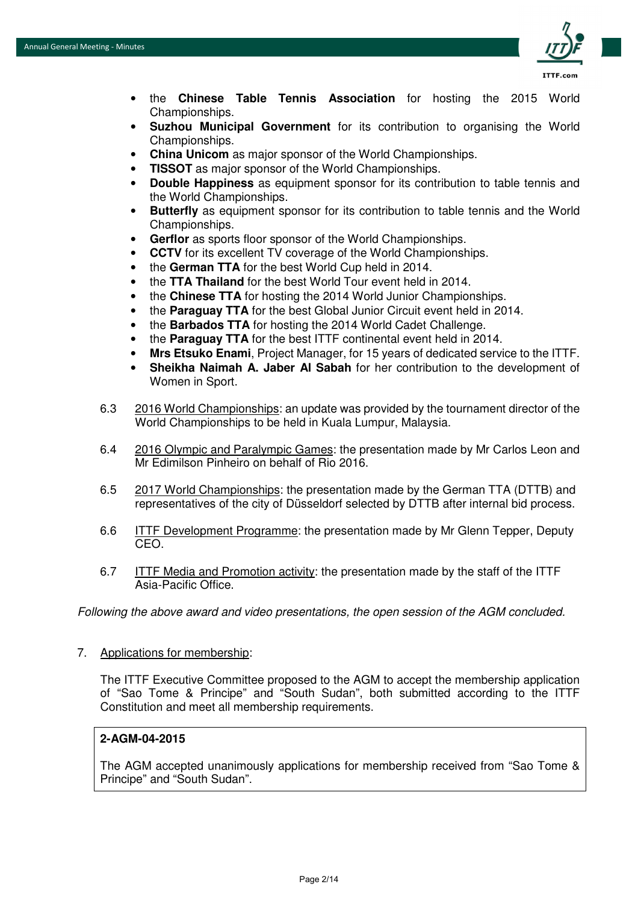- the **Chinese Table Tennis Association** for hosting the 2015 World Championships.
- **Suzhou Municipal Government** for its contribution to organising the World Championships.
- **China Unicom** as major sponsor of the World Championships.
- **TISSOT** as major sponsor of the World Championships.
- **Double Happiness** as equipment sponsor for its contribution to table tennis and the World Championships.
- **Butterfly** as equipment sponsor for its contribution to table tennis and the World Championships.
- **Gerflor** as sports floor sponsor of the World Championships.
- **CCTV** for its excellent TV coverage of the World Championships.
- the **German TTA** for the best World Cup held in 2014.
- the **TTA Thailand** for the best World Tour event held in 2014.
- the **Chinese TTA** for hosting the 2014 World Junior Championships.
- the **Paraguay TTA** for the best Global Junior Circuit event held in 2014.
- the **Barbados TTA** for hosting the 2014 World Cadet Challenge.
- the **Paraguay TTA** for the best ITTF continental event held in 2014.
- **Mrs Etsuko Enami**, Project Manager, for 15 years of dedicated service to the ITTF.
- **Sheikha Naimah A. Jaber Al Sabah** for her contribution to the development of Women in Sport.

6.3 2016 World Championships: an update was provided by the tournament director of the World Championships to be held in Kuala Lumpur, Malaysia.

6.4 2016 Olympic and Paralympic Games: the presentation made by Mr Carlos Leon and Mr Edimilson Pinheiro on behalf of Rio 2016.

6.5 2017 World Championships: the presentation made by the German TTA (DTTB) and representatives of the city of Düsseldorf selected by DTTB after internal bid process.

6.6 ITTF Development Programme: the presentation made by Mr Glenn Tepper, Deputy CEO.

6.7 ITTF Media and Promotion activity: the presentation made by the staff of the ITTF Asia-Pacific Office.

*Following the above award and video presentations, the open session of the AGM concluded.*

7. Applications for membership:

The ITTF Executive Committee proposed to the AGM to accept the membership application of "Sao Tome & Principe" and "South Sudan", both submitted according to the ITTF Constitution and meet all membership requirements.

**2-AGM-04-2015**

The AGM accepted unanimously applications for membership received from "Sao Tome & Principe" and "South Sudan".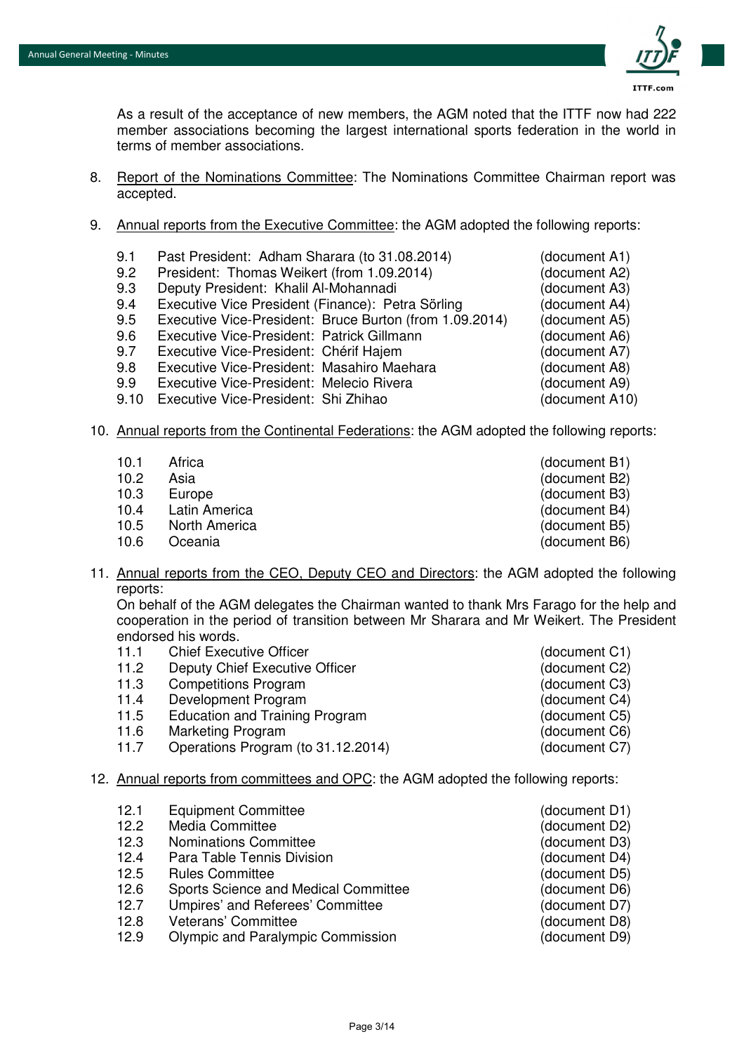As a result of the acceptance of new members, the AGM noted that the ITTF now had 222 member associations becoming the largest international sports federation in the world in terms of member associations.

8. Report of the Nominations Committee: The Nominations Committee Chairman report was accepted.

9. Annual reports from the Executive Committee: the AGM adopted the following reports:

| | | |
|---|---|---|
| 9.1 | Past President: Adham Sharara (to 31.08.2014) | (document A1) |
| 9.2 | President: Thomas Weikert (from 1.09.2014) | (document A2) |
| 9.3 | Deputy President: Khalil Al-Mohannadi | (document A3) |
| 9.4 | Executive Vice President (Finance): Petra Sörling | (document A4) |
| 9.5 | Executive Vice-President: Bruce Burton (from 1.09.2014) | (document A5) |
| 9.6 | Executive Vice-President: Patrick Gillmann | (document A6) |
| 9.7 | Executive Vice-President: Chérif Hajem | (document A7) |
| 9.8 | Executive Vice-President: Masahiro Maehara | (document A8) |
| 9.9 | Executive Vice-President: Melecio Rivera | (document A9) |
| 9.10 | Executive Vice-President: Shi Zhihao | (document A10) |

10. Annual reports from the Continental Federations: the AGM adopted the following reports:

| | | |
|---|---|---|
| 10.1 | Africa | (document B1) |
| 10.2 | Asia | (document B2) |
| 10.3 | Europe | (document B3) |
| 10.4 | Latin America | (document B4) |
| 10.5 | North America | (document B5) |
| 10.6 | Oceania | (document B6) |

11. Annual reports from the CEO, Deputy CEO and Directors: the AGM adopted the following reports:
On behalf of the AGM delegates the Chairman wanted to thank Mrs Farago for the help and cooperation in the period of transition between Mr Sharara and Mr Weikert. The President endorsed his words.

| | | |
|---|---|---|
| 11.1 | Chief Executive Officer | (document C1) |
| 11.2 | Deputy Chief Executive Officer | (document C2) |
| 11.3 | Competitions Program | (document C3) |
| 11.4 | Development Program | (document C4) |
| 11.5 | Education and Training Program | (document C5) |
| 11.6 | Marketing Program | (document C6) |
| 11.7 | Operations Program (to 31.12.2014) | (document C7) |

12. Annual reports from committees and OPC: the AGM adopted the following reports:

| | | |
|---|---|---|
| 12.1 | Equipment Committee | (document D1) |
| 12.2 | Media Committee | (document D2) |
| 12.3 | Nominations Committee | (document D3) |
| 12.4 | Para Table Tennis Division | (document D4) |
| 12.5 | Rules Committee | (document D5) |
| 12.6 | Sports Science and Medical Committee | (document D6) |
| 12.7 | Umpires' and Referees' Committee | (document D7) |
| 12.8 | Veterans' Committee | (document D8) |
| 12.9 | Olympic and Paralympic Commission | (document D9) |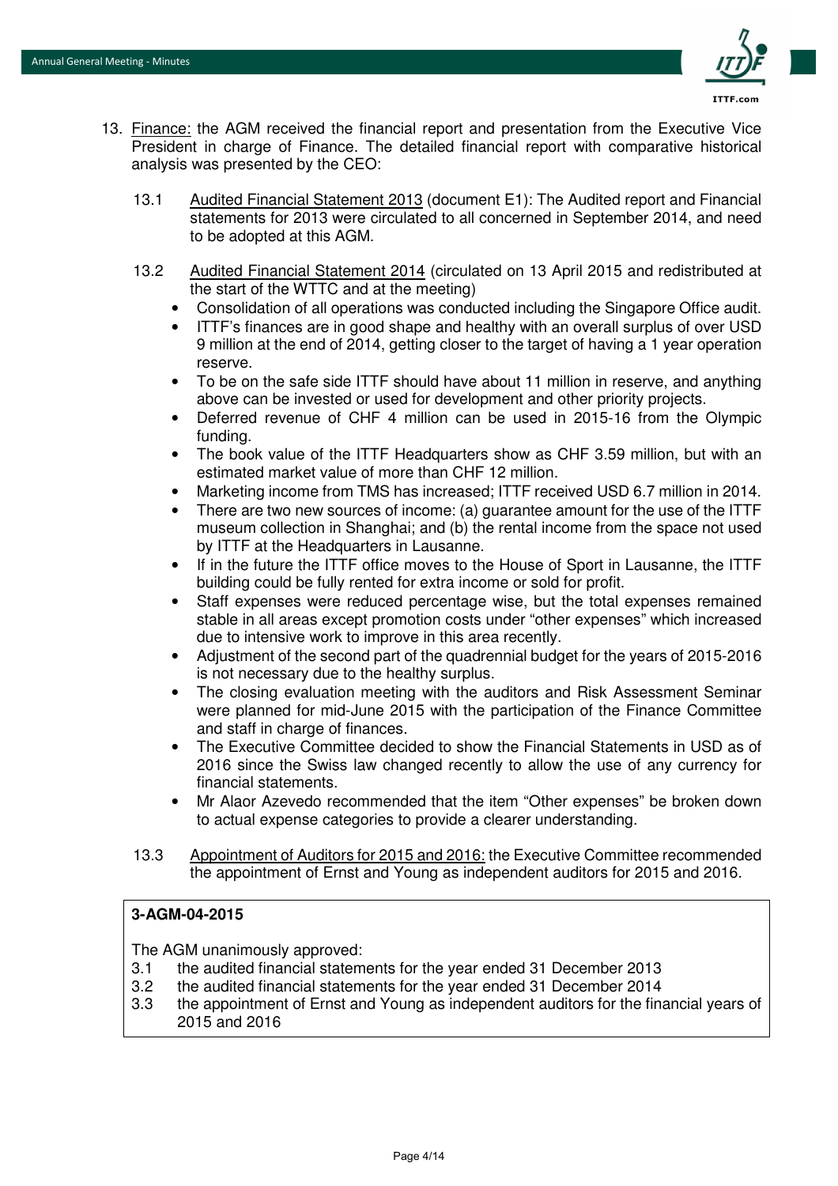13. Finance: the AGM received the financial report and presentation from the Executive Vice President in charge of Finance. The detailed financial report with comparative historical analysis was presented by the CEO:

    13.1 Audited Financial Statement 2013 (document E1): The Audited report and Financial statements for 2013 were circulated to all concerned in September 2014, and need to be adopted at this AGM.

    13.2 Audited Financial Statement 2014 (circulated on 13 April 2015 and redistributed at the start of the WTTC and at the meeting)

    - Consolidation of all operations was conducted including the Singapore Office audit.
    - ITTF's finances are in good shape and healthy with an overall surplus of over USD 9 million at the end of 2014, getting closer to the target of having a 1 year operation reserve.
    - To be on the safe side ITTF should have about 11 million in reserve, and anything above can be invested or used for development and other priority projects.
    - Deferred revenue of CHF 4 million can be used in 2015-16 from the Olympic funding.
    - The book value of the ITTF Headquarters show as CHF 3.59 million, but with an estimated market value of more than CHF 12 million.
    - Marketing income from TMS has increased; ITTF received USD 6.7 million in 2014.
    - There are two new sources of income: (a) guarantee amount for the use of the ITTF museum collection in Shanghai; and (b) the rental income from the space not used by ITTF at the Headquarters in Lausanne.
    - If in the future the ITTF office moves to the House of Sport in Lausanne, the ITTF building could be fully rented for extra income or sold for profit.
    - Staff expenses were reduced percentage wise, but the total expenses remained stable in all areas except promotion costs under "other expenses" which increased due to intensive work to improve in this area recently.
    - Adjustment of the second part of the quadrennial budget for the years of 2015-2016 is not necessary due to the healthy surplus.
    - The closing evaluation meeting with the auditors and Risk Assessment Seminar were planned for mid-June 2015 with the participation of the Finance Committee and staff in charge of finances.
    - The Executive Committee decided to show the Financial Statements in USD as of 2016 since the Swiss law changed recently to allow the use of any currency for financial statements.
    - Mr Alaor Azevedo recommended that the item "Other expenses" be broken down to actual expense categories to provide a clearer understanding.

    13.3 Appointment of Auditors for 2015 and 2016: the Executive Committee recommended the appointment of Ernst and Young as independent auditors for 2015 and 2016.

**3-AGM-04-2015**

The AGM unanimously approved:

3.1 the audited financial statements for the year ended 31 December 2013
3.2 the audited financial statements for the year ended 31 December 2014
3.3 the appointment of Ernst and Young as independent auditors for the financial years of 2015 and 2016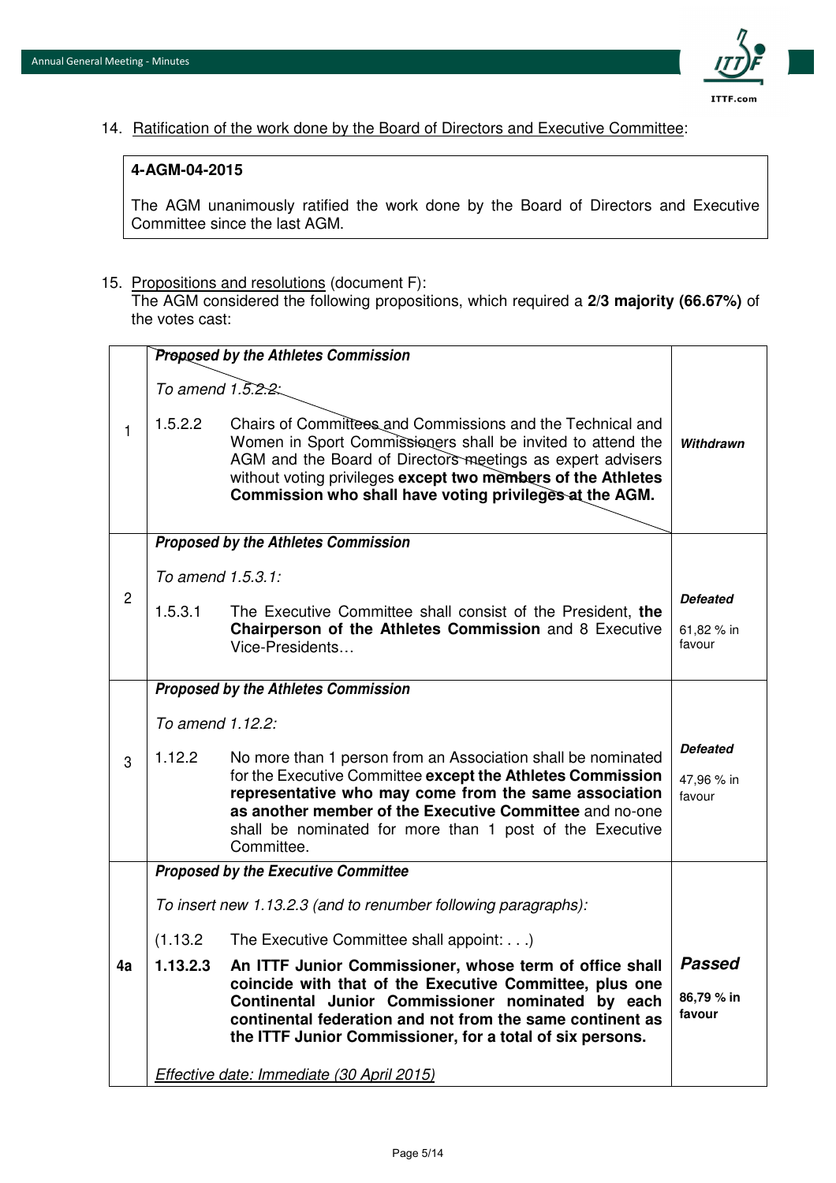14. Ratification of the work done by the Board of Directors and Executive Committee:

**4-AGM-04-2015**

The AGM unanimously ratified the work done by the Board of Directors and Executive Committee since the last AGM.

15. Propositions and resolutions (document F):
The AGM considered the following propositions, which required a **2/3 majority (66.67%)** of the votes cast:

| | Proposition | Result |
|---|---|---|
| 1 | ***Proposed by the Athletes Commission***<br><br>*To amend 1.5.2.2:*<br><br>1.5.2.2 Chairs of Committees and Commissions and the Technical and Women in Sport Commissioners shall be invited to attend the AGM and the Board of Directors meetings as expert advisers without voting privileges **except two members of the Athletes Commission who shall have voting privileges at the AGM.** | ***Withdrawn*** |
| 2 | ***Proposed by the Athletes Commission***<br><br>*To amend 1.5.3.1:*<br><br>1.5.3.1 The Executive Committee shall consist of the President, **the Chairperson of the Athletes Commission** and 8 Executive Vice-Presidents… | ***Defeated***<br><br>61,82 % in favour |
| 3 | ***Proposed by the Athletes Commission***<br><br>*To amend 1.12.2:*<br><br>1.12.2 No more than 1 person from an Association shall be nominated for the Executive Committee **except the Athletes Commission representative who may come from the same association as another member of the Executive Committee** and no-one shall be nominated for more than 1 post of the Executive Committee. | ***Defeated***<br><br>47,96 % in favour |
| **4a** | ***Proposed by the Executive Committee***<br><br>*To insert new 1.13.2.3 (and to renumber following paragraphs):*<br><br>(1.13.2 The Executive Committee shall appoint: . . .)<br><br>**1.13.2.3 An ITTF Junior Commissioner, whose term of office shall coincide with that of the Executive Committee, plus one Continental Junior Commissioner nominated by each continental federation and not from the same continent as the ITTF Junior Commissioner, for a total of six persons.**<br><br>*Effective date: Immediate (30 April 2015)* | ***Passed***<br><br>**86,79 % in favour** |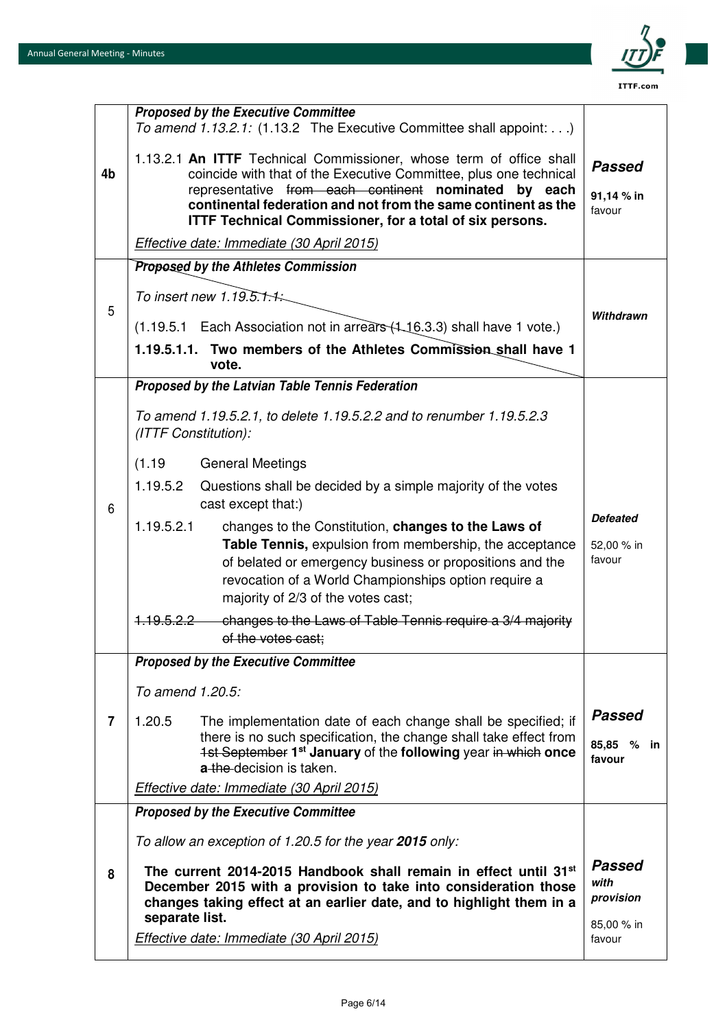| | | |
|---|---|---|
| 4b | ***Proposed by the Executive Committee***<br>*To amend 1.13.2.1:* (1.13.2 The Executive Committee shall appoint: . . .)<br>1.13.2.1 **An ITTF** Technical Commissioner, whose term of office shall coincide with that of the Executive Committee, plus one technical representative ~~from each continent~~ **nominated by each continental federation and not from the same continent as the ITTF Technical Commissioner, for a total of six persons.**<br>*Effective date: Immediate (30 April 2015)* | ***Passed***<br>**91,14 % in** favour |
| 5 | ***Proposed by the Athletes Commission***<br>*To insert new 1.19.5.1.1:*<br>(1.19.5.1 Each Association not in arrears (1.16.3.3) shall have 1 vote.)<br>**1.19.5.1.1. Two members of the Athletes Commission shall have 1 vote.** | ***Withdrawn*** |
| 6 | ***Proposed by the Latvian Table Tennis Federation***<br>*To amend 1.19.5.2.1, to delete 1.19.5.2.2 and to renumber 1.19.5.2.3 (ITTF Constitution):*<br>(1.19 General Meetings<br>1.19.5.2 Questions shall be decided by a simple majority of the votes cast except that:)<br>1.19.5.2.1 changes to the Constitution, **changes to the Laws of Table Tennis,** expulsion from membership, the acceptance of belated or emergency business or propositions and the revocation of a World Championships option require a majority of 2/3 of the votes cast;<br>~~1.19.5.2.2 changes to the Laws of Table Tennis require a 3/4 majority of the votes cast;~~ | ***Defeated***<br>52,00 % in favour |
| 7 | ***Proposed by the Executive Committee***<br>*To amend 1.20.5:*<br>1.20.5 The implementation date of each change shall be specified; if there is no such specification, the change shall take effect from ~~1st September~~ **1st January** of the **following** year ~~in which~~ **once a** ~~the~~ decision is taken.<br>*Effective date: Immediate (30 April 2015)* | ***Passed***<br>**85,85 % in favour** |
| 8 | ***Proposed by the Executive Committee***<br>*To allow an exception of 1.20.5 for the year **2015** only:*<br>**The current 2014-2015 Handbook shall remain in effect until 31st December 2015 with a provision to take into consideration those changes taking effect at an earlier date, and to highlight them in a separate list.**<br>*Effective date: Immediate (30 April 2015)* | ***Passed with provision***<br>85,00 % in favour |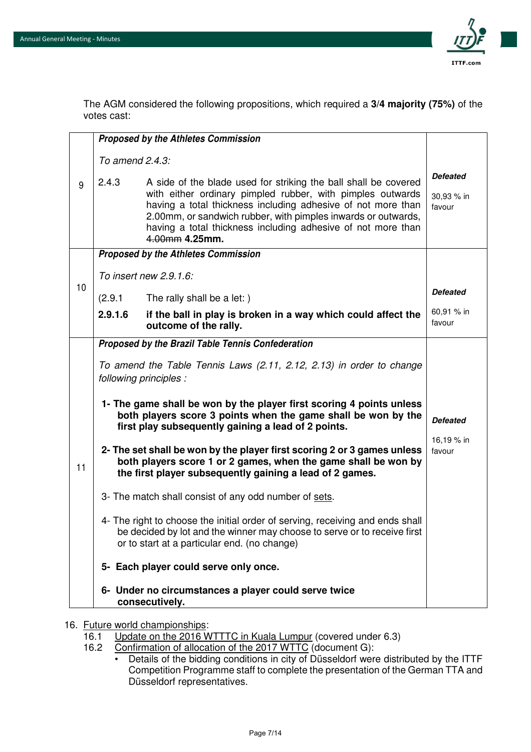The AGM considered the following propositions, which required a **3/4 majority (75%)** of the votes cast:

| | Proposition | Result |
|---|---|---|
| 9 | ***Proposed by the Athletes Commission***<br><br>*To amend 2.4.3:*<br><br>2.4.3 A side of the blade used for striking the ball shall be covered with either ordinary pimpled rubber, with pimples outwards having a total thickness including adhesive of not more than 2.00mm, or sandwich rubber, with pimples inwards or outwards, having a total thickness including adhesive of not more than ~~4.00mm~~ **4.25mm.** | ***Defeated***<br><br>30,93 % in favour |
| 10 | ***Proposed by the Athletes Commission***<br><br>*To insert new 2.9.1.6:*<br><br>(2.9.1 The rally shall be a let: )<br><br>**2.9.1.6 if the ball in play is broken in a way which could affect the outcome of the rally.** | ***Defeated***<br><br>60,91 % in favour |
| 11 | ***Proposed by the Brazil Table Tennis Confederation***<br><br>*To amend the Table Tennis Laws (2.11, 2.12, 2.13) in order to change following principles :*<br><br>**1- The game shall be won by the player first scoring 4 points unless both players score 3 points when the game shall be won by the first play subsequently gaining a lead of 2 points.**<br><br>**2- The set shall be won by the player first scoring 2 or 3 games unless both players score 1 or 2 games, when the game shall be won by the first player subsequently gaining a lead of 2 games.**<br><br>3- The match shall consist of any odd number of <u>sets</u>.<br><br>4- The right to choose the initial order of serving, receiving and ends shall be decided by lot and the winner may choose to serve or to receive first or to start at a particular end. (no change)<br><br>**5- Each player could serve only once.**<br><br>**6- Under no circumstances a player could serve twice consecutively.** | ***Defeated***<br><br>16,19 % in favour |

16. <u>Future world championships</u>:
    - 16.1 <u>Update on the 2016 WTTTC in Kuala Lumpur</u> (covered under 6.3)
    - 16.2 <u>Confirmation of allocation of the 2017 WTTC</u> (document G):
        - Details of the bidding conditions in city of Düsseldorf were distributed by the ITTF Competition Programme staff to complete the presentation of the German TTA and Düsseldorf representatives.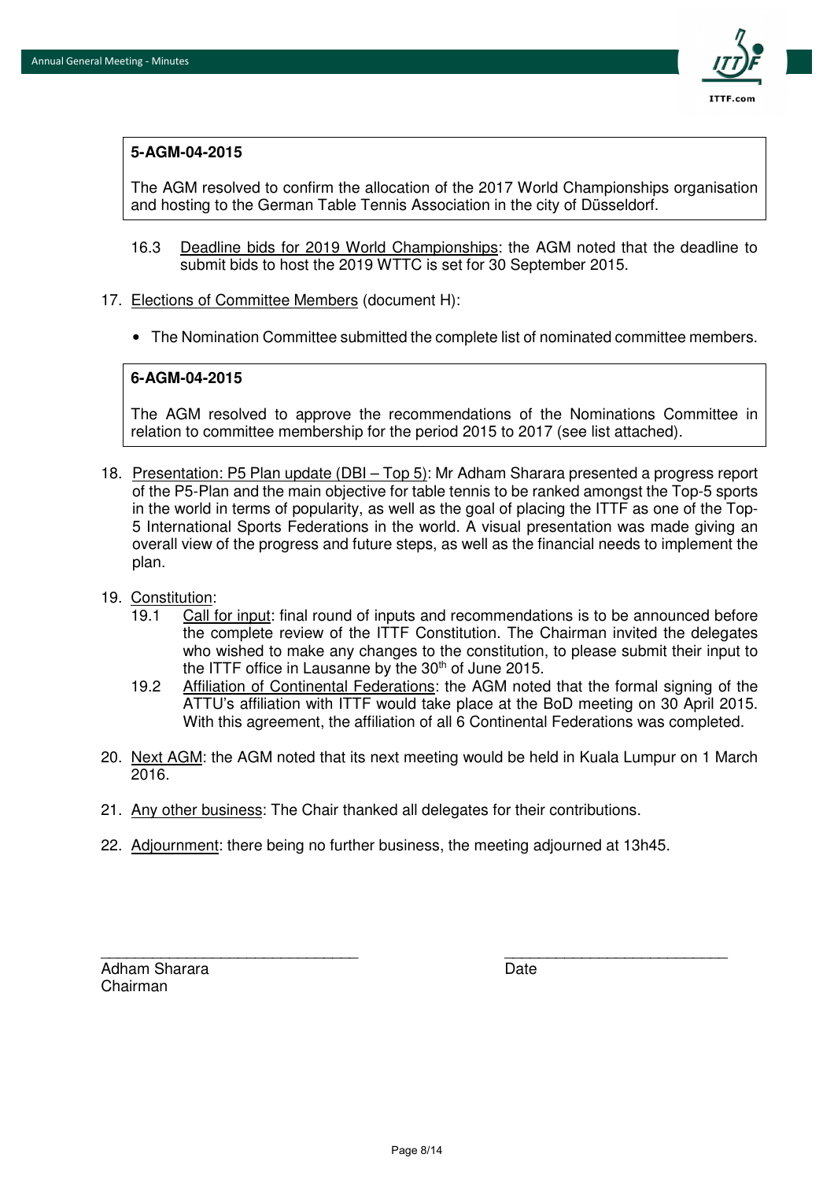**5-AGM-04-2015**

The AGM resolved to confirm the allocation of the 2017 World Championships organisation and hosting to the German Table Tennis Association in the city of Düsseldorf.

16.3 Deadline bids for 2019 World Championships: the AGM noted that the deadline to submit bids to host the 2019 WTTC is set for 30 September 2015.

17. Elections of Committee Members (document H):

- The Nomination Committee submitted the complete list of nominated committee members.

**6-AGM-04-2015**

The AGM resolved to approve the recommendations of the Nominations Committee in relation to committee membership for the period 2015 to 2017 (see list attached).

18. Presentation: P5 Plan update (DBI – Top 5): Mr Adham Sharara presented a progress report of the P5-Plan and the main objective for table tennis to be ranked amongst the Top-5 sports in the world in terms of popularity, as well as the goal of placing the ITTF as one of the Top-5 International Sports Federations in the world. A visual presentation was made giving an overall view of the progress and future steps, as well as the financial needs to implement the plan.

19. Constitution:
    19.1 Call for input: final round of inputs and recommendations is to be announced before the complete review of the ITTF Constitution. The Chairman invited the delegates who wished to make any changes to the constitution, to please submit their input to the ITTF office in Lausanne by the 30th of June 2015.
    19.2 Affiliation of Continental Federations: the AGM noted that the formal signing of the ATTU's affiliation with ITTF would take place at the BoD meeting on 30 April 2015. With this agreement, the affiliation of all 6 Continental Federations was completed.

20. Next AGM: the AGM noted that its next meeting would be held in Kuala Lumpur on 1 March 2016.

21. Any other business: The Chair thanked all delegates for their contributions.

22. Adjournment: there being no further business, the meeting adjourned at 13h45.

\_\_\_\_\_\_\_\_\_\_\_\_\_\_\_\_\_\_\_\_\_\_\_\_\_\_\_\_\_\_ \_\_\_\_\_\_\_\_\_\_\_\_\_\_\_\_\_\_\_\_\_\_\_\_\_\_

Adham Sharara
Chairman

Date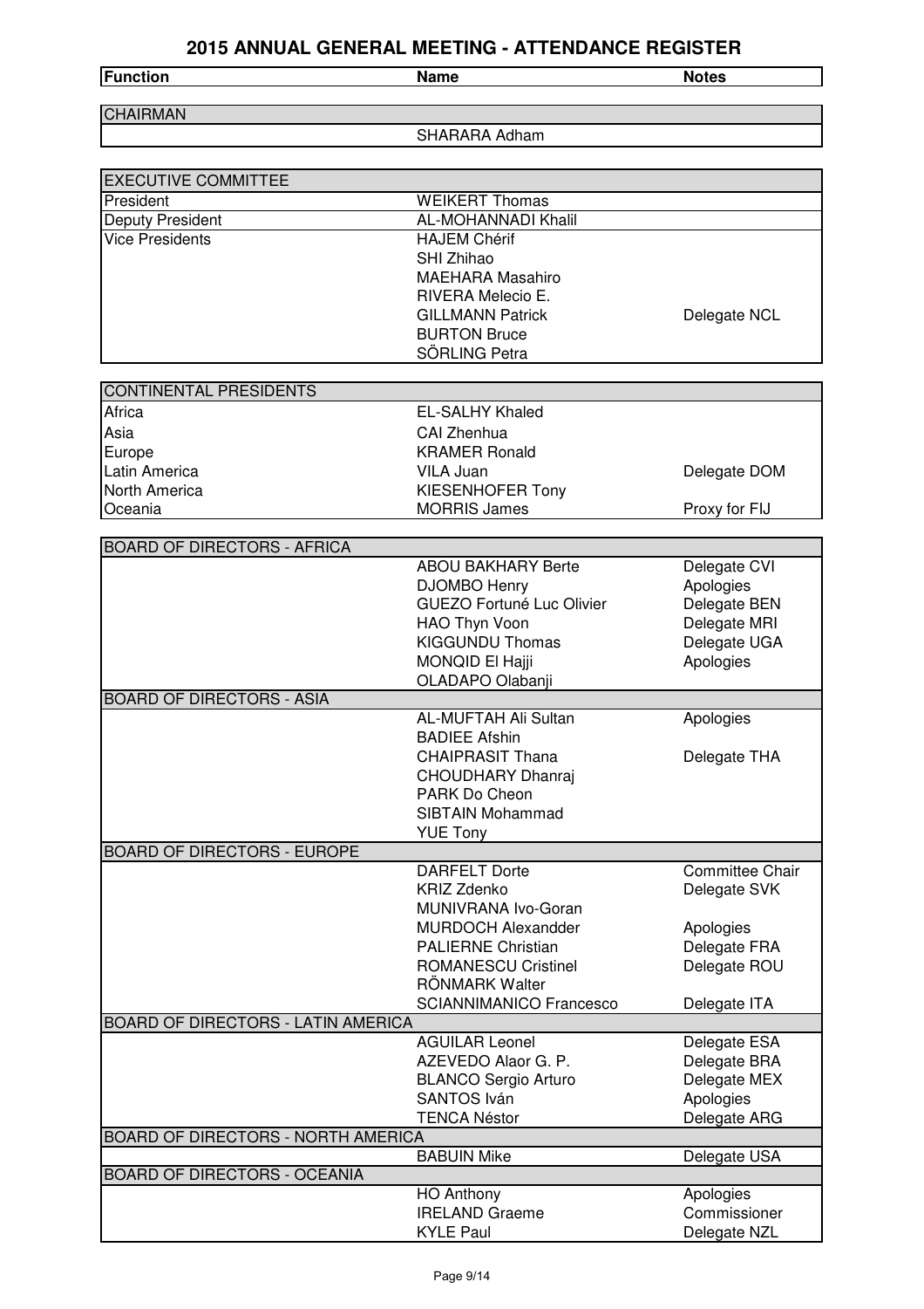# 2015 ANNUAL GENERAL MEETING - ATTENDANCE REGISTER

| Function | Name | Notes |
|---|---|---|
| **CHAIRMAN** | | |
| | SHARARA Adham | |
| **EXECUTIVE COMMITTEE** | | |
| President | WEIKERT Thomas | |
| Deputy President | AL-MOHANNADI Khalil | |
| Vice Presidents | HAJEM Chérif | |
| | SHI Zhihao | |
| | MAEHARA Masahiro | |
| | RIVERA Melecio E. | |
| | GILLMANN Patrick | Delegate NCL |
| | BURTON Bruce | |
| | SÖRLING Petra | |
| **CONTINENTAL PRESIDENTS** | | |
| Africa | EL-SALHY Khaled | |
| Asia | CAI Zhenhua | |
| Europe | KRAMER Ronald | |
| Latin America | VILA Juan | Delegate DOM |
| North America | KIESENHOFER Tony | |
| Oceania | MORRIS James | Proxy for FIJ |
| **BOARD OF DIRECTORS - AFRICA** | | |
| | ABOU BAKHARY Berte | Delegate CVI |
| | DJOMBO Henry | Apologies |
| | GUEZO Fortuné Luc Olivier | Delegate BEN |
| | HAO Thyn Voon | Delegate MRI |
| | KIGGUNDU Thomas | Delegate UGA |
| | MONQID El Hajji | Apologies |
| | OLADAPO Olabanji | |
| **BOARD OF DIRECTORS - ASIA** | | |
| | AL-MUFTAH Ali Sultan | Apologies |
| | BADIEE Afshin | |
| | CHAIPRASIT Thana | Delegate THA |
| | CHOUDHARY Dhanraj | |
| | PARK Do Cheon | |
| | SIBTAIN Mohammad | |
| | YUE Tony | |
| **BOARD OF DIRECTORS - EUROPE** | | |
| | DARFELT Dorte | Committee Chair |
| | KRIZ Zdenko | Delegate SVK |
| | MUNIVRANA Ivo-Goran | |
| | MURDOCH Alexandder | Apologies |
| | PALIERNE Christian | Delegate FRA |
| | ROMANESCU Cristinel | Delegate ROU |
| | RÖNMARK Walter | |
| | SCIANNIMANICO Francesco | Delegate ITA |
| **BOARD OF DIRECTORS - LATIN AMERICA** | | |
| | AGUILAR Leonel | Delegate ESA |
| | AZEVEDO Alaor G. P. | Delegate BRA |
| | BLANCO Sergio Arturo | Delegate MEX |
| | SANTOS Iván | Apologies |
| | TENCA Néstor | Delegate ARG |
| **BOARD OF DIRECTORS - NORTH AMERICA** | | |
| | BABUIN Mike | Delegate USA |
| **BOARD OF DIRECTORS - OCEANIA** | | |
| | HO Anthony | Apologies |
| | IRELAND Graeme | Commissioner |
| | KYLE Paul | Delegate NZL |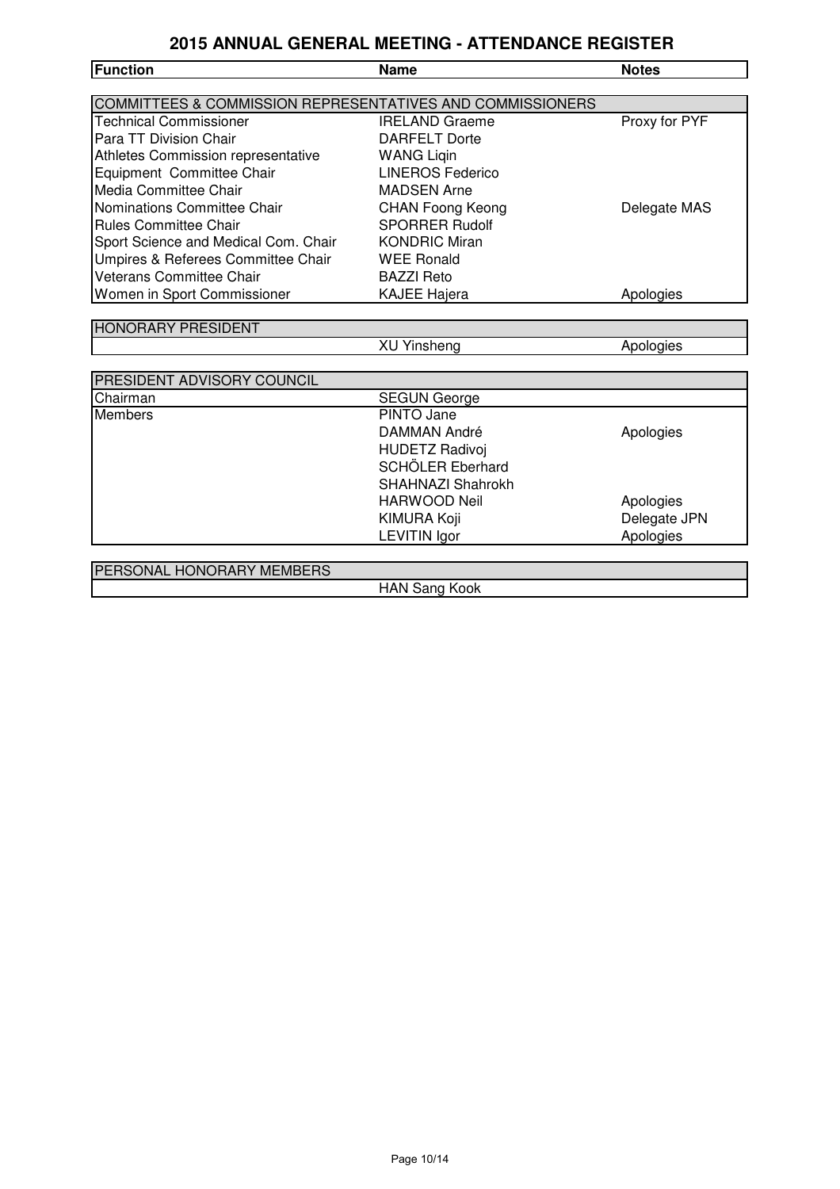# 2015 ANNUAL GENERAL MEETING - ATTENDANCE REGISTER

| Function | Name | Notes |
| --- | --- | --- |
| **COMMITTEES & COMMISSION REPRESENTATIVES AND COMMISSIONERS** | | |
| Technical Commissioner | IRELAND Graeme | Proxy for PYF |
| Para TT Division Chair | DARFELT Dorte | |
| Athletes Commission representative | WANG Liqin | |
| Equipment Committee Chair | LINEROS Federico | |
| Media Committee Chair | MADSEN Arne | |
| Nominations Committee Chair | CHAN Foong Keong | Delegate MAS |
| Rules Committee Chair | SPORRER Rudolf | |
| Sport Science and Medical Com. Chair | KONDRIC Miran | |
| Umpires & Referees Committee Chair | WEE Ronald | |
| Veterans Committee Chair | BAZZI Reto | |
| Women in Sport Commissioner | KAJEE Hajera | Apologies |
| **HONORARY PRESIDENT** | | |
| | XU Yinsheng | Apologies |
| **PRESIDENT ADVISORY COUNCIL** | | |
| Chairman | SEGUN George | |
| Members | PINTO Jane | |
| | DAMMAN André | Apologies |
| | HUDETZ Radivoj | |
| | SCHÖLER Eberhard | |
| | SHAHNAZI Shahrokh | |
| | HARWOOD Neil | Apologies |
| | KIMURA Koji | Delegate JPN |
| | LEVITIN Igor | Apologies |
| **PERSONAL HONORARY MEMBERS** | | |
| | HAN Sang Kook | |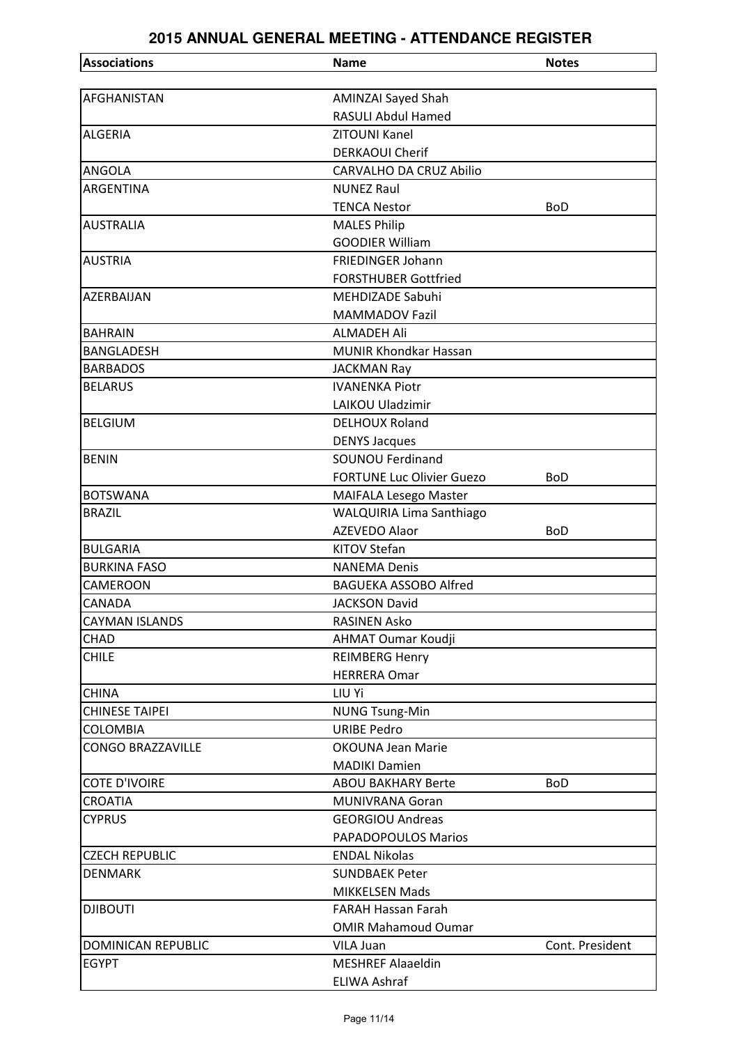# 2015 ANNUAL GENERAL MEETING - ATTENDANCE REGISTER

| Associations | Name | Notes |
|---|---|---|
| AFGHANISTAN | AMINZAI Sayed Shah | |
| | RASULI Abdul Hamed | |
| ALGERIA | ZITOUNI Kanel | |
| | DERKAOUI Cherif | |
| ANGOLA | CARVALHO DA CRUZ Abilio | |
| ARGENTINA | NUNEZ Raul | |
| | TENCA Nestor | BoD |
| AUSTRALIA | MALES Philip | |
| | GOODIER William | |
| AUSTRIA | FRIEDINGER Johann | |
| | FORSTHUBER Gottfried | |
| AZERBAIJAN | MEHDIZADE Sabuhi | |
| | MAMMADOV Fazil | |
| BAHRAIN | ALMADEH Ali | |
| BANGLADESH | MUNIR Khondkar Hassan | |
| BARBADOS | JACKMAN Ray | |
| BELARUS | IVANENKA Piotr | |
| | LAIKOU Uladzimir | |
| BELGIUM | DELHOUX Roland | |
| | DENYS Jacques | |
| BENIN | SOUNOU Ferdinand | |
| | FORTUNE Luc Olivier Guezo | BoD |
| BOTSWANA | MAIFALA Lesego Master | |
| BRAZIL | WALQUIRIA Lima Santhiago | |
| | AZEVEDO Alaor | BoD |
| BULGARIA | KITOV Stefan | |
| BURKINA FASO | NANEMA Denis | |
| CAMEROON | BAGUEKA ASSOBO Alfred | |
| CANADA | JACKSON David | |
| CAYMAN ISLANDS | RASINEN Asko | |
| CHAD | AHMAT Oumar Koudji | |
| CHILE | REIMBERG Henry | |
| | HERRERA Omar | |
| CHINA | LIU Yi | |
| CHINESE TAIPEI | NUNG Tsung-Min | |
| COLOMBIA | URIBE Pedro | |
| CONGO BRAZZAVILLE | OKOUNA Jean Marie | |
| | MADIKI Damien | |
| COTE D'IVOIRE | ABOU BAKHARY Berte | BoD |
| CROATIA | MUNIVRANA Goran | |
| CYPRUS | GEORGIOU Andreas | |
| | PAPADOPOULOS Marios | |
| CZECH REPUBLIC | ENDAL Nikolas | |
| DENMARK | SUNDBAEK Peter | |
| | MIKKELSEN Mads | |
| DJIBOUTI | FARAH Hassan Farah | |
| | OMIR Mahamoud Oumar | |
| DOMINICAN REPUBLIC | VILA Juan | Cont. President |
| EGYPT | MESHREF Alaaeldin | |
| | ELIWA Ashraf | |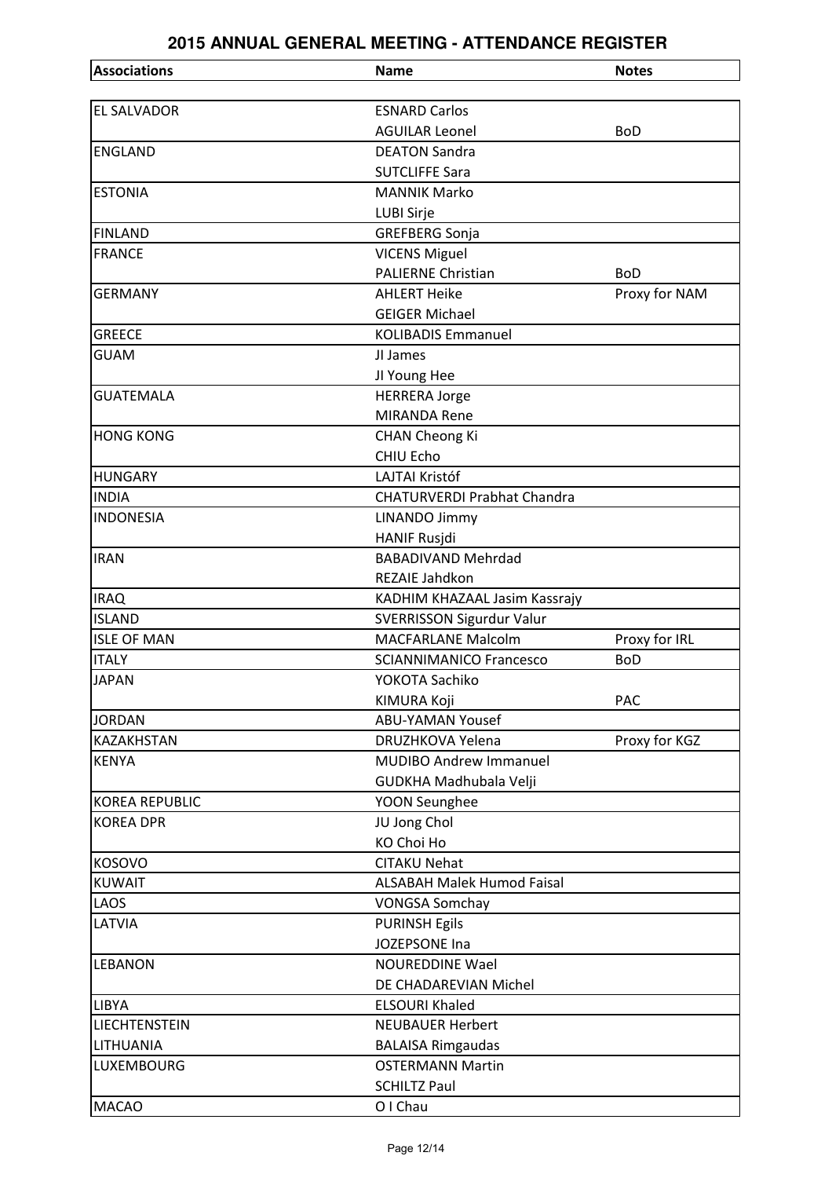## 2015 ANNUAL GENERAL MEETING - ATTENDANCE REGISTER

| Associations | Name | Notes |
|---|---|---|
| EL SALVADOR | ESNARD Carlos | |
| | AGUILAR Leonel | BoD |
| ENGLAND | DEATON Sandra | |
| | SUTCLIFFE Sara | |
| ESTONIA | MANNIK Marko | |
| | LUBI Sirje | |
| FINLAND | GREFBERG Sonja | |
| FRANCE | VICENS Miguel | |
| | PALIERNE Christian | BoD |
| GERMANY | AHLERT Heike | Proxy for NAM |
| | GEIGER Michael | |
| GREECE | KOLIBADIS Emmanuel | |
| GUAM | JI James | |
| | JI Young Hee | |
| GUATEMALA | HERRERA Jorge | |
| | MIRANDA Rene | |
| HONG KONG | CHAN Cheong Ki | |
| | CHIU Echo | |
| HUNGARY | LAJTAI Kristóf | |
| INDIA | CHATURVERDI Prabhat Chandra | |
| INDONESIA | LINANDO Jimmy | |
| | HANIF Rusjdi | |
| IRAN | BABADIVAND Mehrdad | |
| | REZAIE Jahdkon | |
| IRAQ | KADHIM KHAZAAL Jasim Kassrajy | |
| ISLAND | SVERRISSON Sigurdur Valur | |
| ISLE OF MAN | MACFARLANE Malcolm | Proxy for IRL |
| ITALY | SCIANNIMANICO Francesco | BoD |
| JAPAN | YOKOTA Sachiko | |
| | KIMURA Koji | PAC |
| JORDAN | ABU-YAMAN Yousef | |
| KAZAKHSTAN | DRUZHKOVA Yelena | Proxy for KGZ |
| KENYA | MUDIBO Andrew Immanuel | |
| | GUDKHA Madhubala Velji | |
| KOREA REPUBLIC | YOON Seunghee | |
| KOREA DPR | JU Jong Chol | |
| | KO Choi Ho | |
| KOSOVO | CITAKU Nehat | |
| KUWAIT | ALSABAH Malek Humod Faisal | |
| LAOS | VONGSA Somchay | |
| LATVIA | PURINSH Egils | |
| | JOZEPSONE Ina | |
| LEBANON | NOUREDDINE Wael | |
| | DE CHADAREVIAN Michel | |
| LIBYA | ELSOURI Khaled | |
| LIECHTENSTEIN | NEUBAUER Herbert | |
| LITHUANIA | BALAISA Rimgaudas | |
| LUXEMBOURG | OSTERMANN Martin | |
| | SCHILTZ Paul | |
| MACAO | O I Chau | |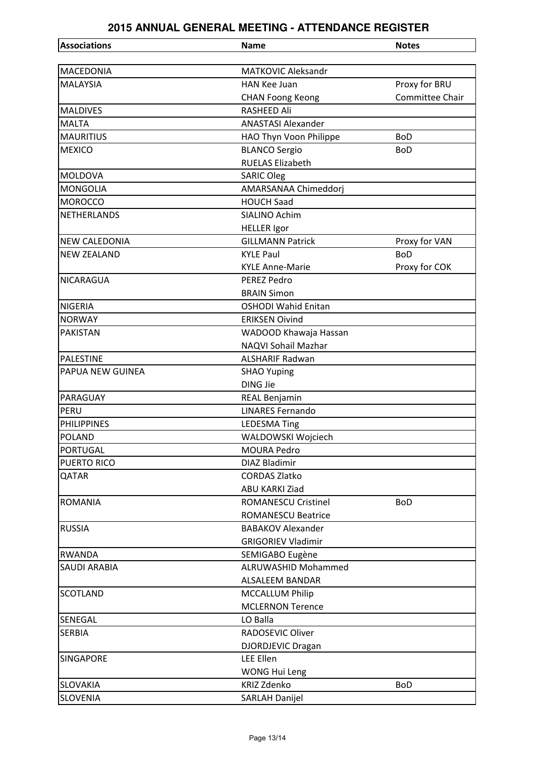## 2015 ANNUAL GENERAL MEETING - ATTENDANCE REGISTER

| Associations | Name | Notes |
|---|---|---|
| MACEDONIA | MATKOVIC Aleksandr | |
| MALAYSIA | HAN Kee Juan | Proxy for BRU |
| | CHAN Foong Keong | Committee Chair |
| MALDIVES | RASHEED Ali | |
| MALTA | ANASTASI Alexander | |
| MAURITIUS | HAO Thyn Voon Philippe | BoD |
| MEXICO | BLANCO Sergio | BoD |
| | RUELAS Elizabeth | |
| MOLDOVA | SARIC Oleg | |
| MONGOLIA | AMARSANAA Chimeddorj | |
| MOROCCO | HOUCH Saad | |
| NETHERLANDS | SIALINO Achim | |
| | HELLER Igor | |
| NEW CALEDONIA | GILLMANN Patrick | Proxy for VAN |
| NEW ZEALAND | KYLE Paul | BoD |
| | KYLE Anne-Marie | Proxy for COK |
| NICARAGUA | PEREZ Pedro | |
| | BRAIN Simon | |
| NIGERIA | OSHODI Wahid Enitan | |
| NORWAY | ERIKSEN Oivind | |
| PAKISTAN | WADOOD Khawaja Hassan | |
| | NAQVI Sohail Mazhar | |
| PALESTINE | ALSHARIF Radwan | |
| PAPUA NEW GUINEA | SHAO Yuping | |
| | DING Jie | |
| PARAGUAY | REAL Benjamin | |
| PERU | LINARES Fernando | |
| PHILIPPINES | LEDESMA Ting | |
| POLAND | WALDOWSKI Wojciech | |
| PORTUGAL | MOURA Pedro | |
| PUERTO RICO | DIAZ Bladimir | |
| QATAR | CORDAS Zlatko | |
| | ABU KARKI Ziad | |
| ROMANIA | ROMANESCU Cristinel | BoD |
| | ROMANESCU Beatrice | |
| RUSSIA | BABAKOV Alexander | |
| | GRIGORIEV Vladimir | |
| RWANDA | SEMIGABO Eugène | |
| SAUDI ARABIA | ALRUWASHID Mohammed | |
| | ALSALEEM BANDAR | |
| SCOTLAND | MCCALLUM Philip | |
| | MCLERNON Terence | |
| SENEGAL | LO Balla | |
| SERBIA | RADOSEVIC Oliver | |
| | DJORDJEVIC Dragan | |
| SINGAPORE | LEE Ellen | |
| | WONG Hui Leng | |
| SLOVAKIA | KRIZ Zdenko | BoD |
| SLOVENIA | SARLAH Danijel | |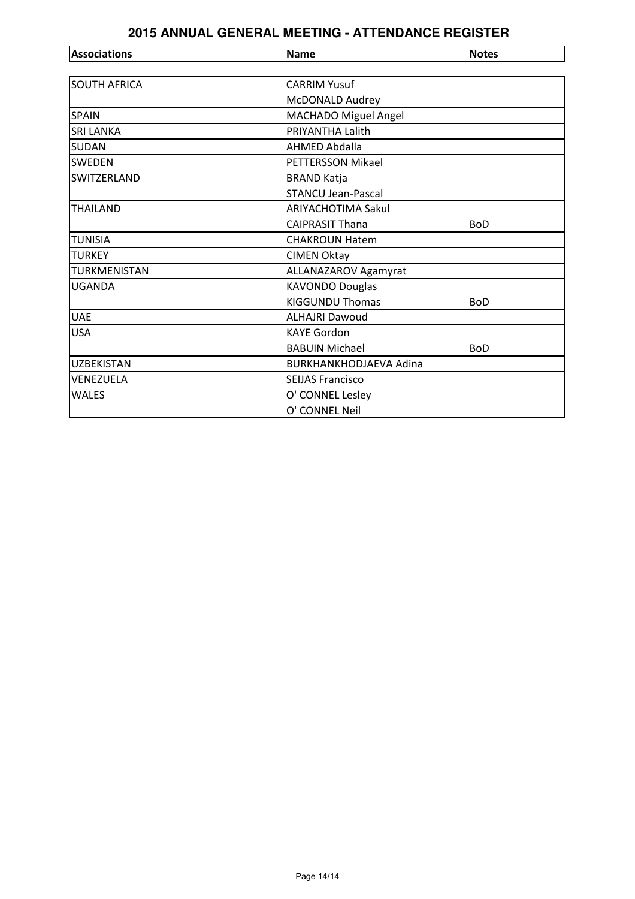## 2015 ANNUAL GENERAL MEETING - ATTENDANCE REGISTER

| Associations | Name | Notes |
|---|---|---|
| SOUTH AFRICA | CARRIM Yusuf | |
| | McDONALD Audrey | |
| SPAIN | MACHADO Miguel Angel | |
| SRI LANKA | PRIYANTHA Lalith | |
| SUDAN | AHMED Abdalla | |
| SWEDEN | PETTERSSON Mikael | |
| SWITZERLAND | BRAND Katja | |
| | STANCU Jean-Pascal | |
| THAILAND | ARIYACHOTIMA Sakul | |
| | CAIPRASIT Thana | BoD |
| TUNISIA | CHAKROUN Hatem | |
| TURKEY | CIMEN Oktay | |
| TURKMENISTAN | ALLANAZAROV Agamyrat | |
| UGANDA | KAVONDO Douglas | |
| | KIGGUNDU Thomas | BoD |
| UAE | ALHAJRI Dawoud | |
| USA | KAYE Gordon | |
| | BABUIN Michael | BoD |
| UZBEKISTAN | BURKHANKHODJAEVA Adina | |
| VENEZUELA | SEIJAS Francisco | |
| WALES | O' CONNEL Lesley | |
| | O' CONNEL Neil | |